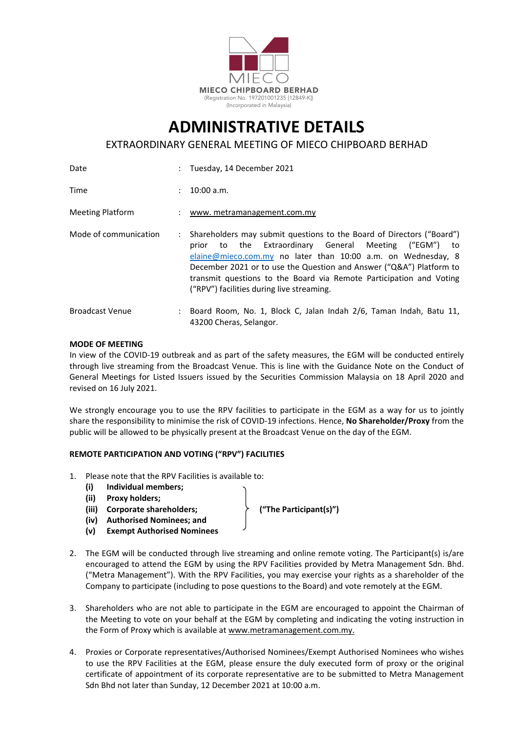MIECO

**MIECO CHIPBOARD BERHAD**
(Registration No. 197201001235 [12849-K])
(Incorporated in Malaysia)

# ADMINISTRATIVE DETAILS

## EXTRAORDINARY GENERAL MEETING OF MIECO CHIPBOARD BERHAD

| | | |
|---|---|---|
| Date | : | Tuesday, 14 December 2021 |
| Time | : | 10:00 a.m. |
| Meeting Platform | : | www. metramanagement.com.my |
| Mode of communication | : | Shareholders may submit questions to the Board of Directors ("Board") prior to the Extraordinary General Meeting ("EGM") to elaine@mieco.com.my no later than 10:00 a.m. on Wednesday, 8 December 2021 or to use the Question and Answer ("Q&A") Platform to transmit questions to the Board via Remote Participation and Voting ("RPV") facilities during live streaming. |
| Broadcast Venue | : | Board Room, No. 1, Block C, Jalan Indah 2/6, Taman Indah, Batu 11, 43200 Cheras, Selangor. |

**MODE OF MEETING**

In view of the COVID-19 outbreak and as part of the safety measures, the EGM will be conducted entirely through live streaming from the Broadcast Venue. This is line with the Guidance Note on the Conduct of General Meetings for Listed Issuers issued by the Securities Commission Malaysia on 18 April 2020 and revised on 16 July 2021.

We strongly encourage you to use the RPV facilities to participate in the EGM as a way for us to jointly share the responsibility to minimise the risk of COVID-19 infections. Hence, **No Shareholder/Proxy** from the public will be allowed to be physically present at the Broadcast Venue on the day of the EGM.

**REMOTE PARTICIPATION AND VOTING ("RPV") FACILITIES**

1. Please note that the RPV Facilities is available to:
   - **(i) Individual members;**
   - **(ii) Proxy holders;**
   - **(iii) Corporate shareholders;**
   - **(iv) Authorised Nominees; and**
   - **(v) Exempt Authorised Nominees**

   **("The Participant(s)")**

2. The EGM will be conducted through live streaming and online remote voting. The Participant(s) is/are encouraged to attend the EGM by using the RPV Facilities provided by Metra Management Sdn. Bhd. ("Metra Management"). With the RPV Facilities, you may exercise your rights as a shareholder of the Company to participate (including to pose questions to the Board) and vote remotely at the EGM.

3. Shareholders who are not able to participate in the EGM are encouraged to appoint the Chairman of the Meeting to vote on your behalf at the EGM by completing and indicating the voting instruction in the Form of Proxy which is available at www.metramanagement.com.my.

4. Proxies or Corporate representatives/Authorised Nominees/Exempt Authorised Nominees who wishes to use the RPV Facilities at the EGM, please ensure the duly executed form of proxy or the original certificate of appointment of its corporate representative are to be submitted to Metra Management Sdn Bhd not later than Sunday, 12 December 2021 at 10:00 a.m.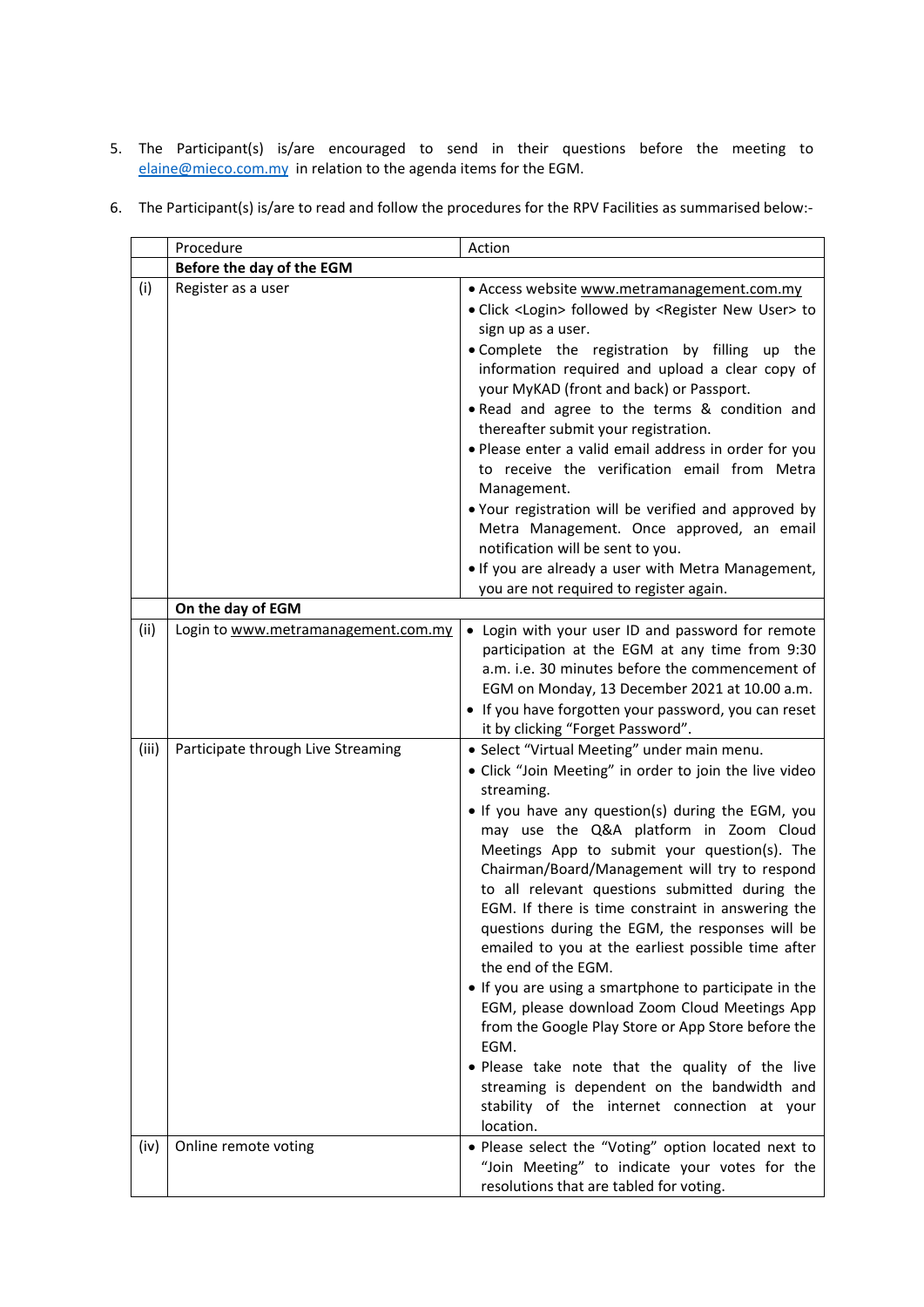5. The Participant(s) is/are encouraged to send in their questions before the meeting to elaine@mieco.com.my in relation to the agenda items for the EGM.

6. The Participant(s) is/are to read and follow the procedures for the RPV Facilities as summarised below:-

| | Procedure | Action |
|---|---|---|
| | **Before the day of the EGM** | |
| (i) | Register as a user | • Access website www.metramanagement.com.my<br>• Click <Login> followed by <Register New User> to sign up as a user.<br>• Complete the registration by filling up the information required and upload a clear copy of your MyKAD (front and back) or Passport.<br>• Read and agree to the terms & condition and thereafter submit your registration.<br>• Please enter a valid email address in order for you to receive the verification email from Metra Management.<br>• Your registration will be verified and approved by Metra Management. Once approved, an email notification will be sent to you.<br>• If you are already a user with Metra Management, you are not required to register again. |
| | **On the day of EGM** | |
| (ii) | Login to www.metramanagement.com.my | • Login with your user ID and password for remote participation at the EGM at any time from 9:30 a.m. i.e. 30 minutes before the commencement of EGM on Monday, 13 December 2021 at 10.00 a.m.<br>• If you have forgotten your password, you can reset it by clicking "Forget Password". |
| (iii) | Participate through Live Streaming | • Select "Virtual Meeting" under main menu.<br>• Click "Join Meeting" in order to join the live video streaming.<br>• If you have any question(s) during the EGM, you may use the Q&A platform in Zoom Cloud Meetings App to submit your question(s). The Chairman/Board/Management will try to respond to all relevant questions submitted during the EGM. If there is time constraint in answering the questions during the EGM, the responses will be emailed to you at the earliest possible time after the end of the EGM.<br>• If you are using a smartphone to participate in the EGM, please download Zoom Cloud Meetings App from the Google Play Store or App Store before the EGM.<br>• Please take note that the quality of the live streaming is dependent on the bandwidth and stability of the internet connection at your location. |
| (iv) | Online remote voting | • Please select the "Voting" option located next to "Join Meeting" to indicate your votes for the resolutions that are tabled for voting. |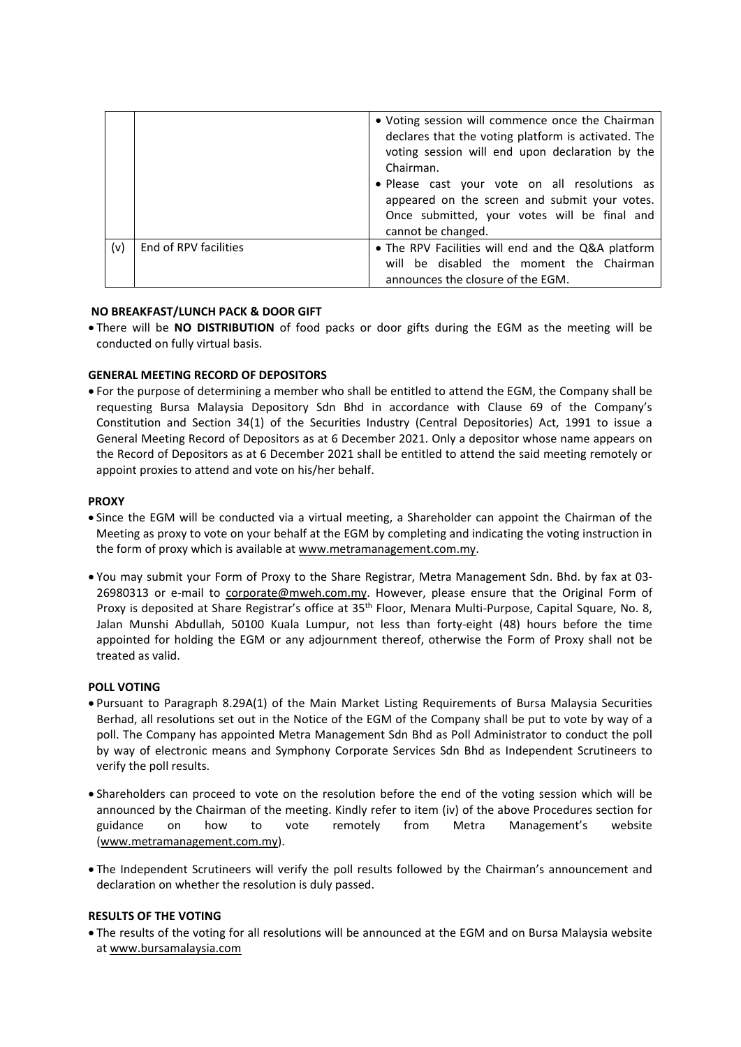| | | |
|---|---|---|
| | | • Voting session will commence once the Chairman declares that the voting platform is activated. The voting session will end upon declaration by the Chairman.<br>• Please cast your vote on all resolutions as appeared on the screen and submit your votes. Once submitted, your votes will be final and cannot be changed. |
| (v) | End of RPV facilities | • The RPV Facilities will end and the Q&A platform will be disabled the moment the Chairman announces the closure of the EGM. |

**NO BREAKFAST/LUNCH PACK & DOOR GIFT**

- There will be **NO DISTRIBUTION** of food packs or door gifts during the EGM as the meeting will be conducted on fully virtual basis.

**GENERAL MEETING RECORD OF DEPOSITORS**

- For the purpose of determining a member who shall be entitled to attend the EGM, the Company shall be requesting Bursa Malaysia Depository Sdn Bhd in accordance with Clause 69 of the Company's Constitution and Section 34(1) of the Securities Industry (Central Depositories) Act, 1991 to issue a General Meeting Record of Depositors as at 6 December 2021. Only a depositor whose name appears on the Record of Depositors as at 6 December 2021 shall be entitled to attend the said meeting remotely or appoint proxies to attend and vote on his/her behalf.

**PROXY**

- Since the EGM will be conducted via a virtual meeting, a Shareholder can appoint the Chairman of the Meeting as proxy to vote on your behalf at the EGM by completing and indicating the voting instruction in the form of proxy which is available at www.metramanagement.com.my.

- You may submit your Form of Proxy to the Share Registrar, Metra Management Sdn. Bhd. by fax at 03-26980313 or e-mail to corporate@mweh.com.my. However, please ensure that the Original Form of Proxy is deposited at Share Registrar's office at 35th Floor, Menara Multi-Purpose, Capital Square, No. 8, Jalan Munshi Abdullah, 50100 Kuala Lumpur, not less than forty-eight (48) hours before the time appointed for holding the EGM or any adjournment thereof, otherwise the Form of Proxy shall not be treated as valid.

**POLL VOTING**

- Pursuant to Paragraph 8.29A(1) of the Main Market Listing Requirements of Bursa Malaysia Securities Berhad, all resolutions set out in the Notice of the EGM of the Company shall be put to vote by way of a poll. The Company has appointed Metra Management Sdn Bhd as Poll Administrator to conduct the poll by way of electronic means and Symphony Corporate Services Sdn Bhd as Independent Scrutineers to verify the poll results.

- Shareholders can proceed to vote on the resolution before the end of the voting session which will be announced by the Chairman of the meeting. Kindly refer to item (iv) of the above Procedures section for guidance on how to vote remotely from Metra Management's website (www.metramanagement.com.my).

- The Independent Scrutineers will verify the poll results followed by the Chairman's announcement and declaration on whether the resolution is duly passed.

**RESULTS OF THE VOTING**

- The results of the voting for all resolutions will be announced at the EGM and on Bursa Malaysia website at www.bursamalaysia.com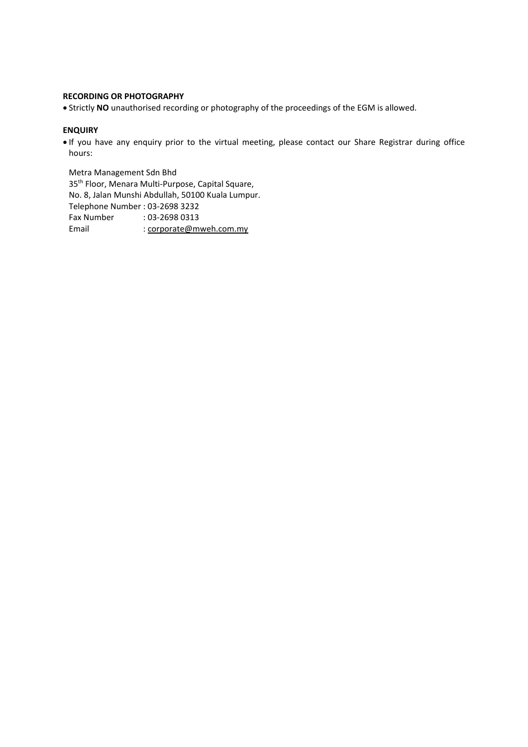**RECORDING OR PHOTOGRAPHY**

- Strictly **NO** unauthorised recording or photography of the proceedings of the EGM is allowed.

**ENQUIRY**

- If you have any enquiry prior to the virtual meeting, please contact our Share Registrar during office hours:

  Metra Management Sdn Bhd
  35th Floor, Menara Multi-Purpose, Capital Square,
  No. 8, Jalan Munshi Abdullah, 50100 Kuala Lumpur.
  Telephone Number : 03-2698 3232
  Fax Number : 03-2698 0313
  Email : corporate@mweh.com.my